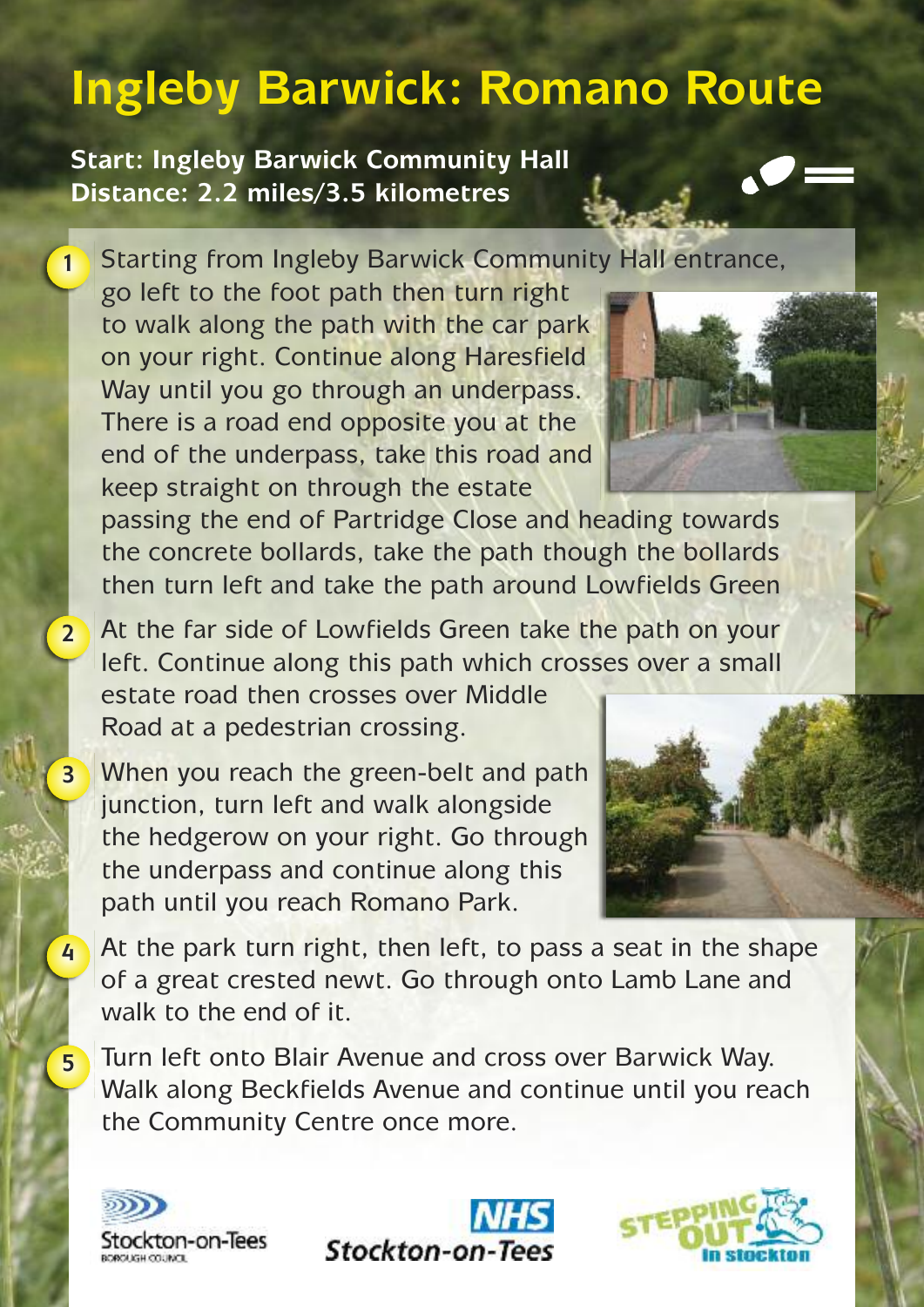# Ingleby Barwick: Romano Route

**Start: Ingleby Barwick Community Hall**
**Distance: 2.2 miles/3.5 kilometres**

1. Starting from Ingleby Barwick Community Hall entrance, go left to the foot path then turn right to walk along the path with the car park on your right. Continue along Haresfield Way until you go through an underpass. There is a road end opposite you at the end of the underpass, take this road and keep straight on through the estate passing the end of Partridge Close and heading towards the concrete bollards, take the path though the bollards then turn left and take the path around Lowfields Green

2. At the far side of Lowfields Green take the path on your left. Continue along this path which crosses over a small estate road then crosses over Middle Road at a pedestrian crossing.

3. When you reach the green-belt and path junction, turn left and walk alongside the hedgerow on your right. Go through the underpass and continue along this path until you reach Romano Park.

4. At the park turn right, then left, to pass a seat in the shape of a great crested newt. Go through onto Lamb Lane and walk to the end of it.

5. Turn left onto Blair Avenue and cross over Barwick Way. Walk along Beckfields Avenue and continue until you reach the Community Centre once more.

Stockton-on-Tees Borough Council

NHS Stockton-on-Tees

Stepping Out in Stockton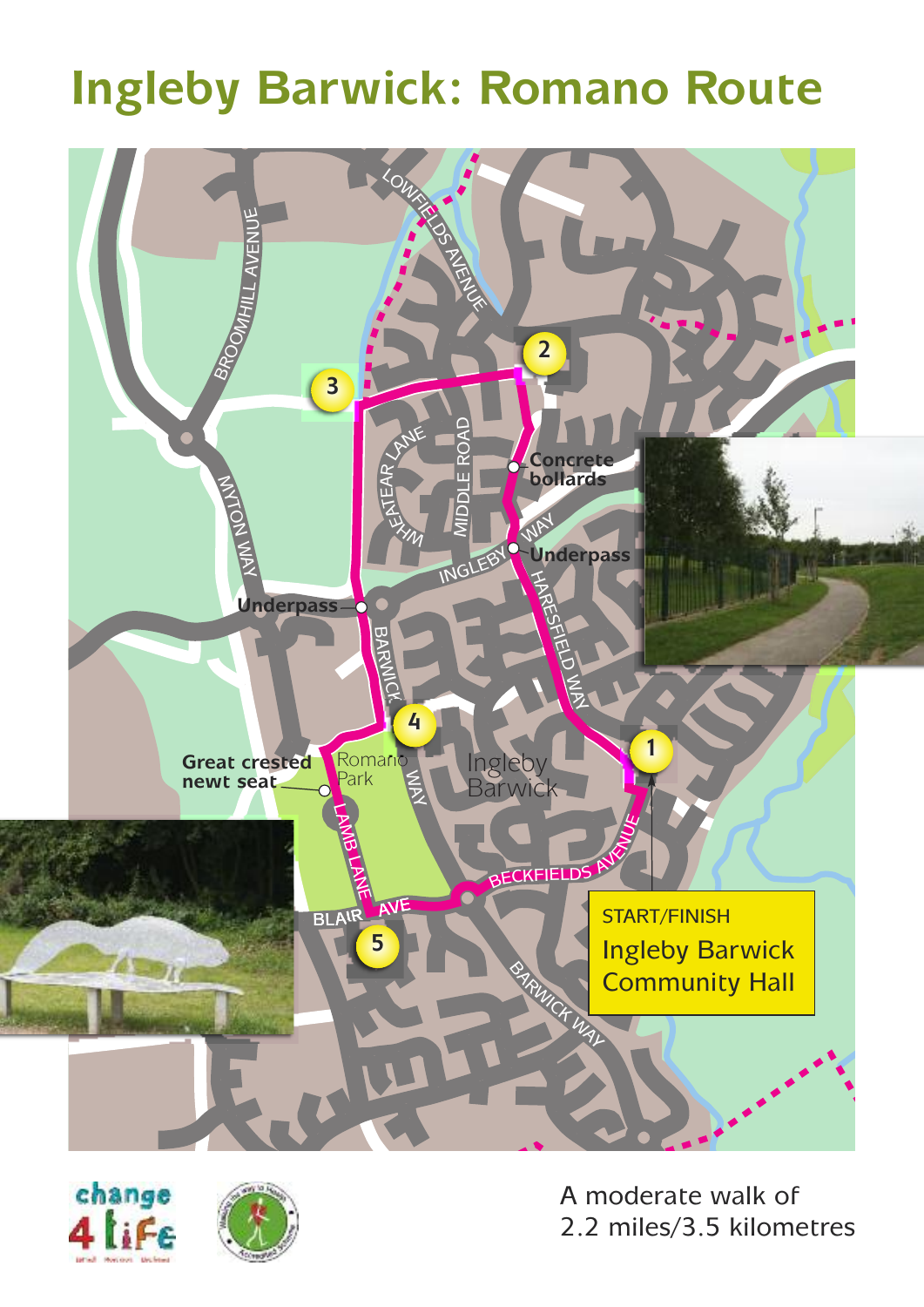# Ingleby Barwick: Romano Route

START/FINISH
Ingleby Barwick Community Hall

A moderate walk of
2.2 miles/3.5 kilometres